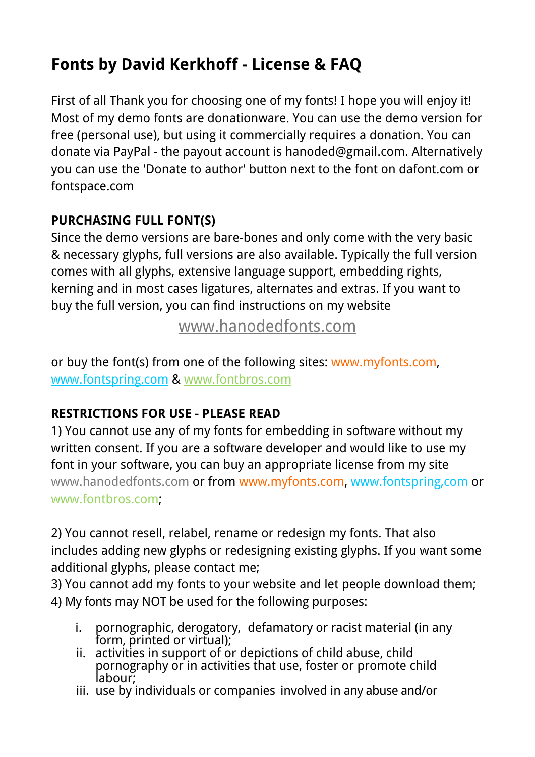# Fonts by David Kerkhoff - License & FAQ

First of all Thank you for choosing one of my fonts! I hope you will enjoy it! Most of my demo fonts are donationware. You can use the demo version for free (personal use), but using it commercially requires a donation. You can donate via PayPal - the payout account is hanoded@gmail.com. Alternatively you can use the 'Donate to author' button next to the font on dafont.com or fontspace.com

**PURCHASING FULL FONT(S)**

Since the demo versions are bare-bones and only come with the very basic & necessary glyphs, full versions are also available. Typically the full version comes with all glyphs, extensive language support, embedding rights, kerning and in most cases ligatures, alternates and extras. If you want to buy the full version, you can find instructions on my website

www.hanodedfonts.com

or buy the font(s) from one of the following sites: www.myfonts.com, www.fontspring.com & www.fontbros.com

**RESTRICTIONS FOR USE - PLEASE READ**

1) You cannot use any of my fonts for embedding in software without my written consent. If you are a software developer and would like to use my font in your software, you can buy an appropriate license from my site www.hanodedfonts.com or from www.myfonts.com, www.fontspring,com or www.fontbros.com;

2) You cannot resell, relabel, rename or redesign my fonts. That also includes adding new glyphs or redesigning existing glyphs. If you want some additional glyphs, please contact me;
3) You cannot add my fonts to your website and let people download them;
4) My fonts may NOT be used for the following purposes:

i. pornographic, derogatory, defamatory or racist material (in any form, printed or virtual);
ii. activities in support of or depictions of child abuse, child pornography or in activities that use, foster or promote child labour;
iii. use by individuals or companies involved in any abuse and/or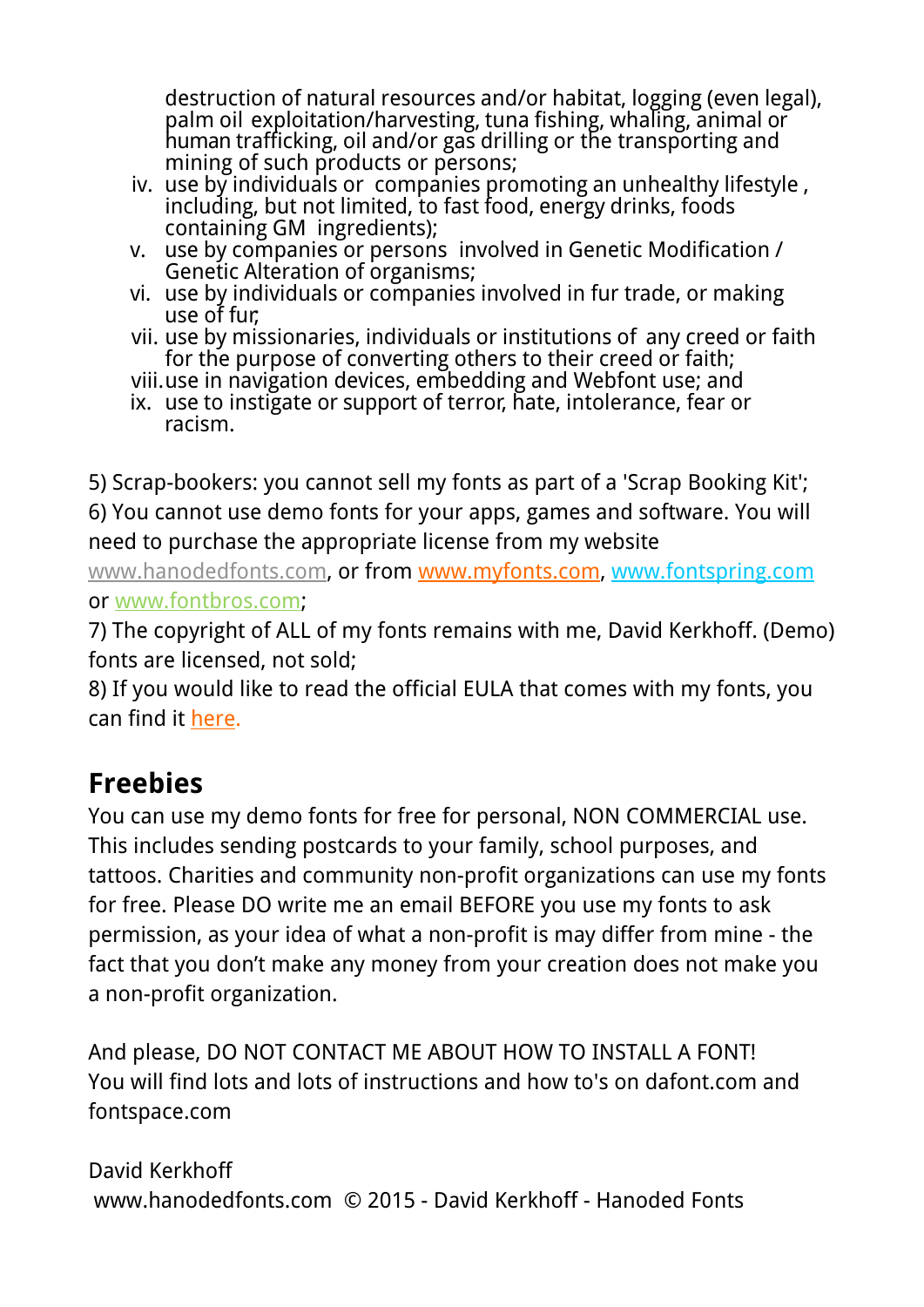destruction of natural resources and/or habitat, logging (even legal), palm oil exploitation/harvesting, tuna fishing, whaling, animal or human trafficking, oil and/or gas drilling or the transporting and mining of such products or persons;

iv. use by individuals or companies promoting an unhealthy lifestyle , including, but not limited, to fast food, energy drinks, foods containing GM ingredients);

v. use by companies or persons involved in Genetic Modification / Genetic Alteration of organisms;

vi. use by individuals or companies involved in fur trade, or making use of fur;

vii. use by missionaries, individuals or institutions of any creed or faith for the purpose of converting others to their creed or faith;

viii. use in navigation devices, embedding and Webfont use; and

ix. use to instigate or support of terror, hate, intolerance, fear or racism.

5) Scrap-bookers: you cannot sell my fonts as part of a 'Scrap Booking Kit';
6) You cannot use demo fonts for your apps, games and software. You will need to purchase the appropriate license from my website www.hanodedfonts.com, or from www.myfonts.com, www.fontspring.com or www.fontbros.com;
7) The copyright of ALL of my fonts remains with me, David Kerkhoff. (Demo) fonts are licensed, not sold;
8) If you would like to read the official EULA that comes with my fonts, you can find it here.

## Freebies

You can use my demo fonts for free for personal, NON COMMERCIAL use. This includes sending postcards to your family, school purposes, and tattoos. Charities and community non-profit organizations can use my fonts for free. Please DO write me an email BEFORE you use my fonts to ask permission, as your idea of what a non-profit is may differ from mine - the fact that you don't make any money from your creation does not make you a non-profit organization.

And please, DO NOT CONTACT ME ABOUT HOW TO INSTALL A FONT!
You will find lots and lots of instructions and how to's on dafont.com and fontspace.com

David Kerkhoff
www.hanodedfonts.com © 2015 - David Kerkhoff - Hanoded Fonts